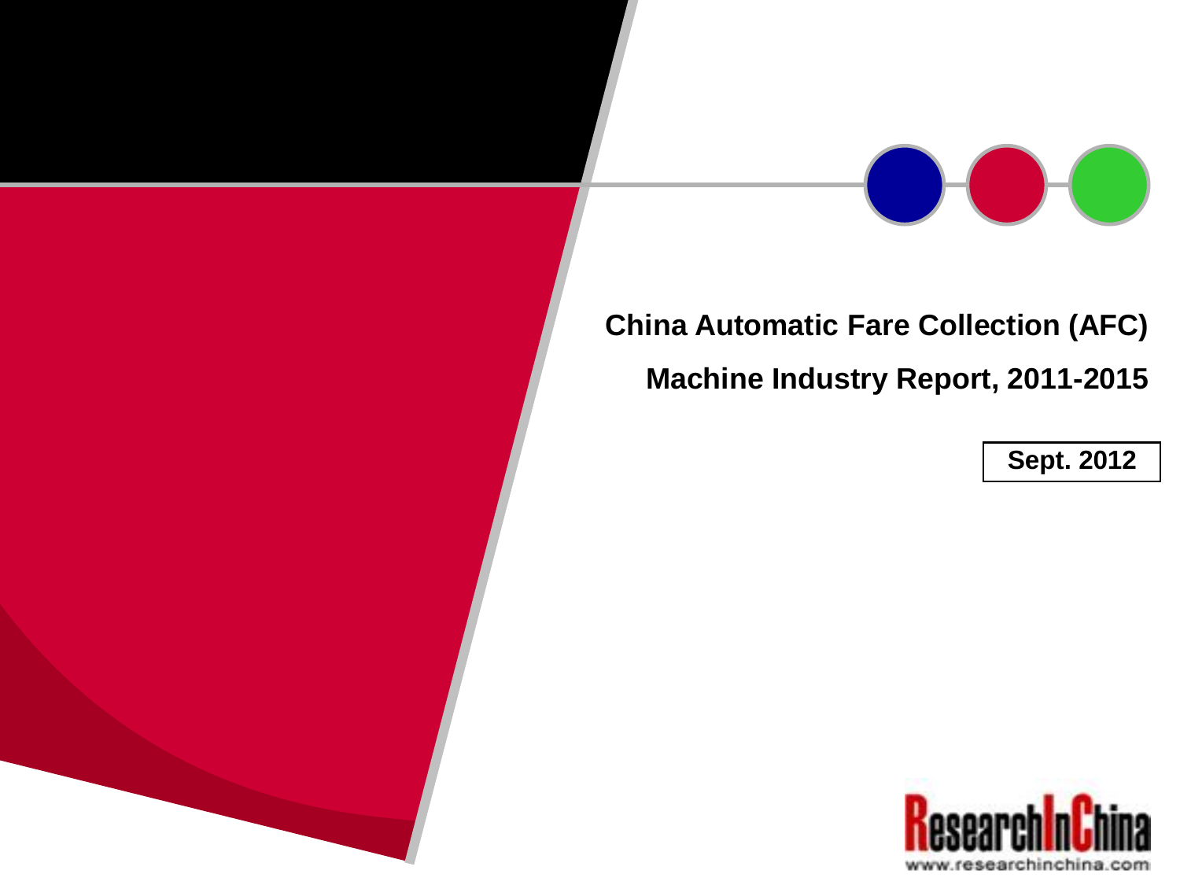# China Automatic Fare Collection (AFC) Machine Industry Report, 2011-2015

**Sept. 2012**

ResearchInChina

www.researchinchina.com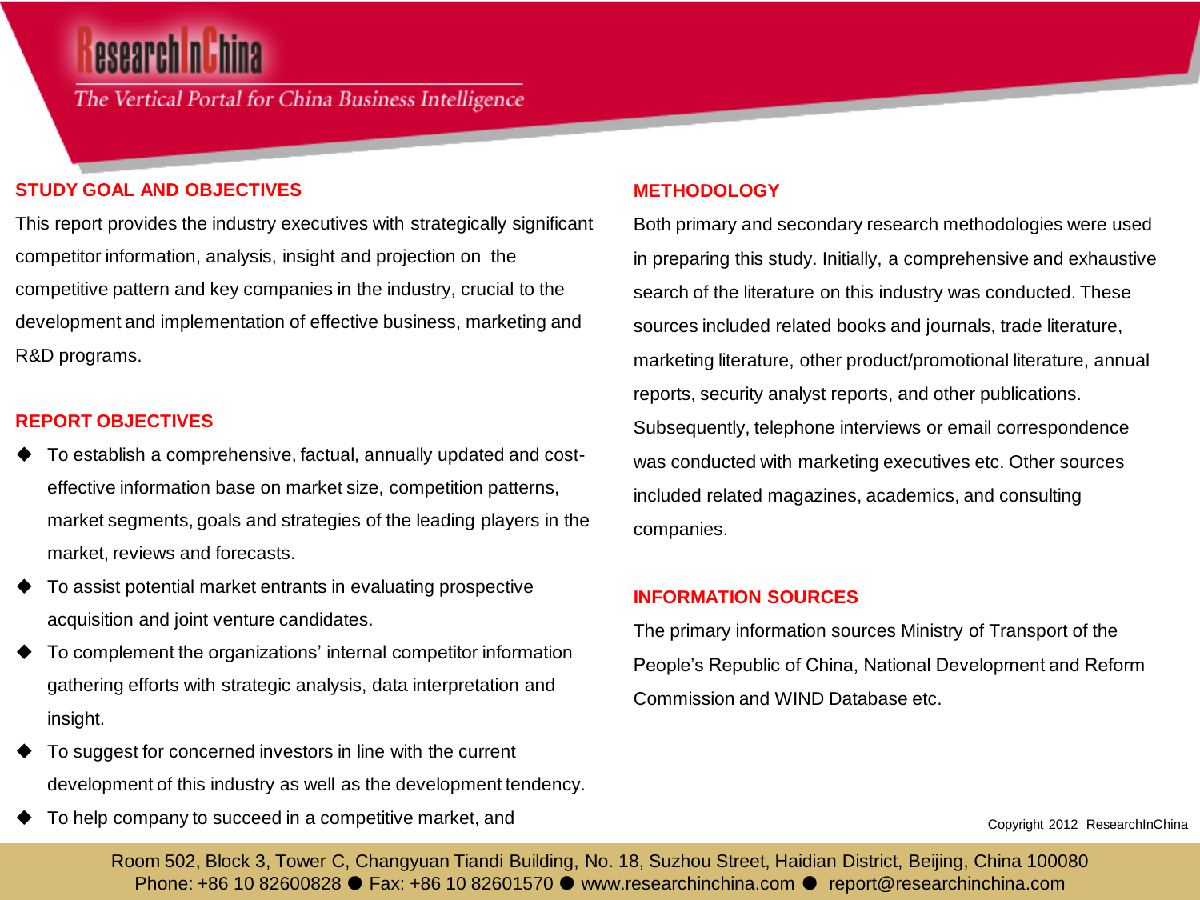## STUDY GOAL AND OBJECTIVES

This report provides the industry executives with strategically significant competitor information, analysis, insight and projection on the competitive pattern and key companies in the industry, crucial to the development and implementation of effective business, marketing and R&D programs.

## REPORT OBJECTIVES

- To establish a comprehensive, factual, annually updated and cost-effective information base on market size, competition patterns, market segments, goals and strategies of the leading players in the market, reviews and forecasts.
- To assist potential market entrants in evaluating prospective acquisition and joint venture candidates.
- To complement the organizations' internal competitor information gathering efforts with strategic analysis, data interpretation and insight.
- To suggest for concerned investors in line with the current development of this industry as well as the development tendency.
- To help company to succeed in a competitive market, and

## METHODOLOGY

Both primary and secondary research methodologies were used in preparing this study. Initially, a comprehensive and exhaustive search of the literature on this industry was conducted. These sources included related books and journals, trade literature, marketing literature, other product/promotional literature, annual reports, security analyst reports, and other publications. Subsequently, telephone interviews or email correspondence was conducted with marketing executives etc. Other sources included related magazines, academics, and consulting companies.

## INFORMATION SOURCES

The primary information sources Ministry of Transport of the People's Republic of China, National Development and Reform Commission and WIND Database etc.

Copyright 2012 ResearchInChina

Room 502, Block 3, Tower C, Changyuan Tiandi Building, No. 18, Suzhou Street, Haidian District, Beijing, China 100080
Phone: +86 10 82600828 ● Fax: +86 10 82601570 ● www.researchinchina.com ● report@researchinchina.com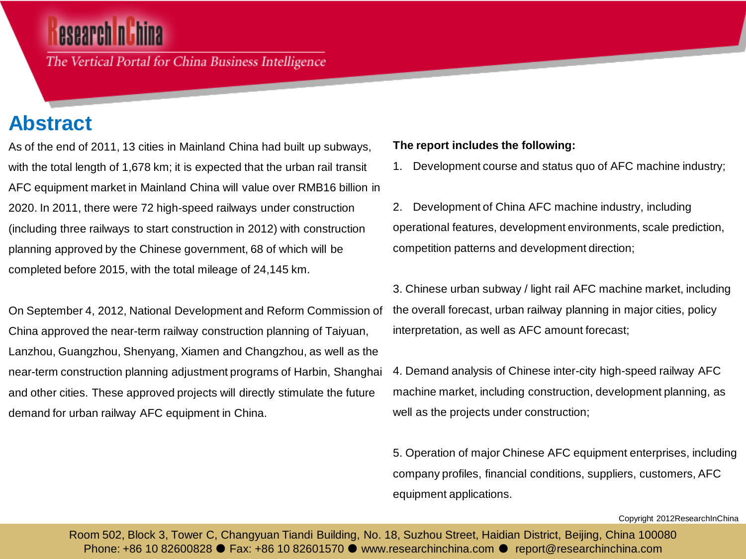# Abstract

As of the end of 2011, 13 cities in Mainland China had built up subways, with the total length of 1,678 km; it is expected that the urban rail transit AFC equipment market in Mainland China will value over RMB16 billion in 2020. In 2011, there were 72 high-speed railways under construction (including three railways to start construction in 2012) with construction planning approved by the Chinese government, 68 of which will be completed before 2015, with the total mileage of 24,145 km.

On September 4, 2012, National Development and Reform Commission of China approved the near-term railway construction planning of Taiyuan, Lanzhou, Guangzhou, Shenyang, Xiamen and Changzhou, as well as the near-term construction planning adjustment programs of Harbin, Shanghai and other cities. These approved projects will directly stimulate the future demand for urban railway AFC equipment in China.

**The report includes the following:**

1. Development course and status quo of AFC machine industry;

2. Development of China AFC machine industry, including operational features, development environments, scale prediction, competition patterns and development direction;

3. Chinese urban subway / light rail AFC machine market, including the overall forecast, urban railway planning in major cities, policy interpretation, as well as AFC amount forecast;

4. Demand analysis of Chinese inter-city high-speed railway AFC machine market, including construction, development planning, as well as the projects under construction;

5. Operation of major Chinese AFC equipment enterprises, including company profiles, financial conditions, suppliers, customers, AFC equipment applications.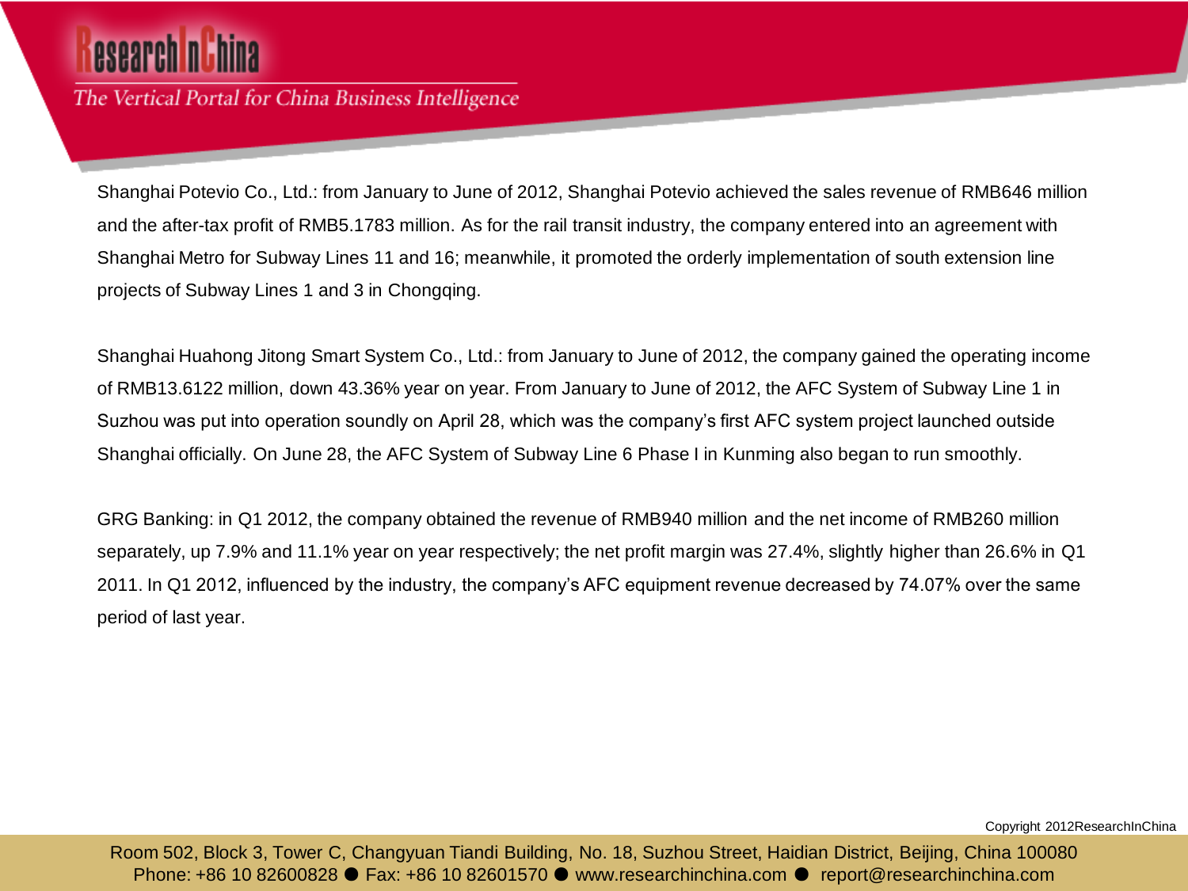Shanghai Potevio Co., Ltd.: from January to June of 2012, Shanghai Potevio achieved the sales revenue of RMB646 million and the after-tax profit of RMB5.1783 million. As for the rail transit industry, the company entered into an agreement with Shanghai Metro for Subway Lines 11 and 16; meanwhile, it promoted the orderly implementation of south extension line projects of Subway Lines 1 and 3 in Chongqing.

Shanghai Huahong Jitong Smart System Co., Ltd.: from January to June of 2012, the company gained the operating income of RMB13.6122 million, down 43.36% year on year. From January to June of 2012, the AFC System of Subway Line 1 in Suzhou was put into operation soundly on April 28, which was the company's first AFC system project launched outside Shanghai officially. On June 28, the AFC System of Subway Line 6 Phase I in Kunming also began to run smoothly.

GRG Banking: in Q1 2012, the company obtained the revenue of RMB940 million and the net income of RMB260 million separately, up 7.9% and 11.1% year on year respectively; the net profit margin was 27.4%, slightly higher than 26.6% in Q1 2011. In Q1 2012, influenced by the industry, the company's AFC equipment revenue decreased by 74.07% over the same period of last year.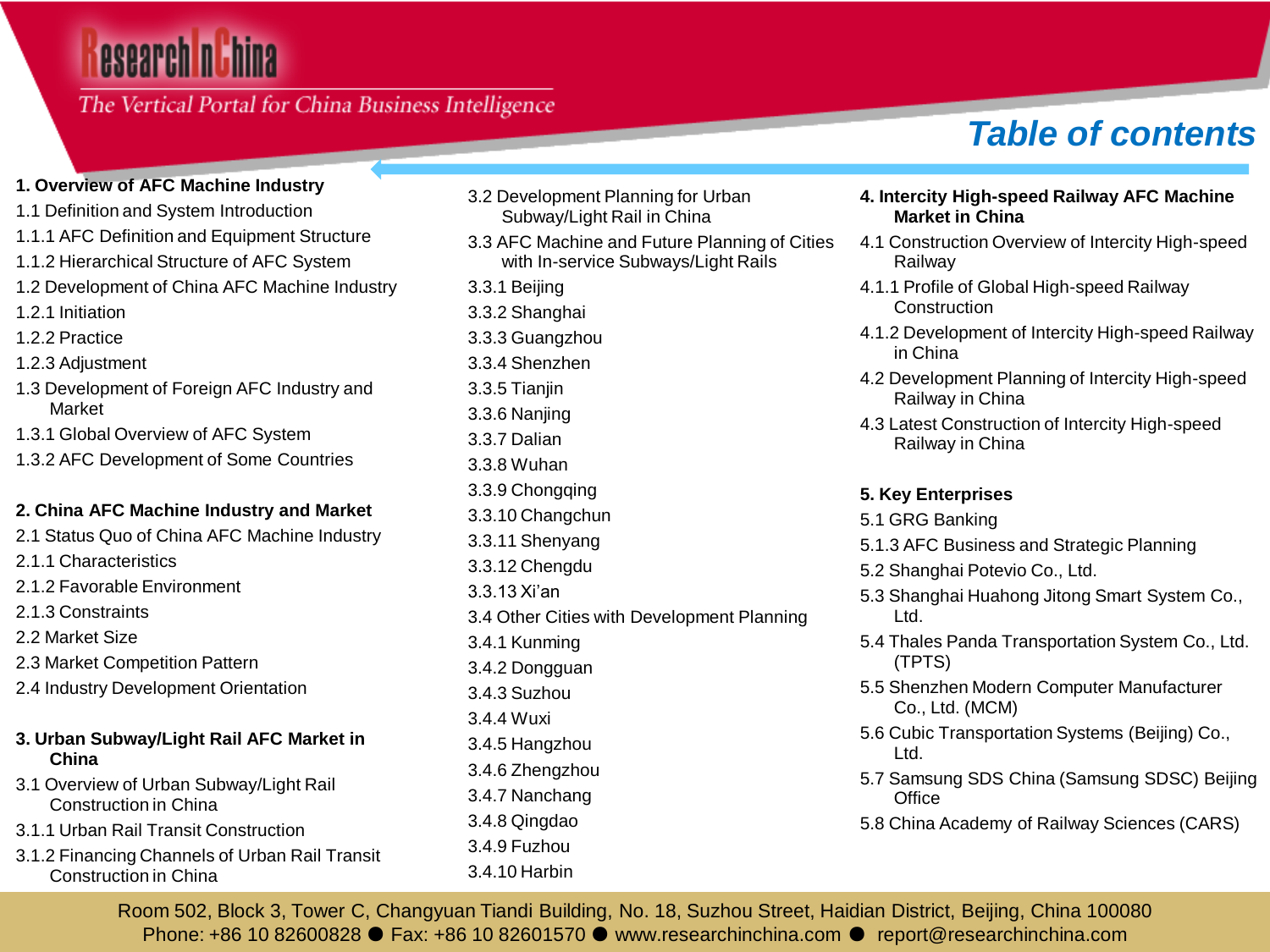# Table of contents

**1. Overview of AFC Machine Industry**

1.1 Definition and System Introduction
1.1.1 AFC Definition and Equipment Structure
1.1.2 Hierarchical Structure of AFC System
1.2 Development of China AFC Machine Industry
1.2.1 Initiation
1.2.2 Practice
1.2.3 Adjustment
1.3 Development of Foreign AFC Industry and Market
1.3.1 Global Overview of AFC System
1.3.2 AFC Development of Some Countries

**2. China AFC Machine Industry and Market**

2.1 Status Quo of China AFC Machine Industry
2.1.1 Characteristics
2.1.2 Favorable Environment
2.1.3 Constraints
2.2 Market Size
2.3 Market Competition Pattern
2.4 Industry Development Orientation

**3. Urban Subway/Light Rail AFC Market in China**

3.1 Overview of Urban Subway/Light Rail Construction in China
3.1.1 Urban Rail Transit Construction
3.1.2 Financing Channels of Urban Rail Transit Construction in China
3.2 Development Planning for Urban Subway/Light Rail in China
3.3 AFC Machine and Future Planning of Cities with In-service Subways/Light Rails
3.3.1 Beijing
3.3.2 Shanghai
3.3.3 Guangzhou
3.3.4 Shenzhen
3.3.5 Tianjin
3.3.6 Nanjing
3.3.7 Dalian
3.3.8 Wuhan
3.3.9 Chongqing
3.3.10 Changchun
3.3.11 Shenyang
3.3.12 Chengdu
3.3.13 Xi'an
3.4 Other Cities with Development Planning
3.4.1 Kunming
3.4.2 Dongguan
3.4.3 Suzhou
3.4.4 Wuxi
3.4.5 Hangzhou
3.4.6 Zhengzhou
3.4.7 Nanchang
3.4.8 Qingdao
3.4.9 Fuzhou
3.4.10 Harbin

**4. Intercity High-speed Railway AFC Machine Market in China**

4.1 Construction Overview of Intercity High-speed Railway
4.1.1 Profile of Global High-speed Railway Construction
4.1.2 Development of Intercity High-speed Railway in China
4.2 Development Planning of Intercity High-speed Railway in China
4.3 Latest Construction of Intercity High-speed Railway in China

**5. Key Enterprises**

5.1 GRG Banking
5.1.3 AFC Business and Strategic Planning
5.2 Shanghai Potevio Co., Ltd.
5.3 Shanghai Huahong Jitong Smart System Co., Ltd.
5.4 Thales Panda Transportation System Co., Ltd. (TPTS)
5.5 Shenzhen Modern Computer Manufacturer Co., Ltd. (MCM)
5.6 Cubic Transportation Systems (Beijing) Co., Ltd.
5.7 Samsung SDS China (Samsung SDSC) Beijing Office
5.8 China Academy of Railway Sciences (CARS)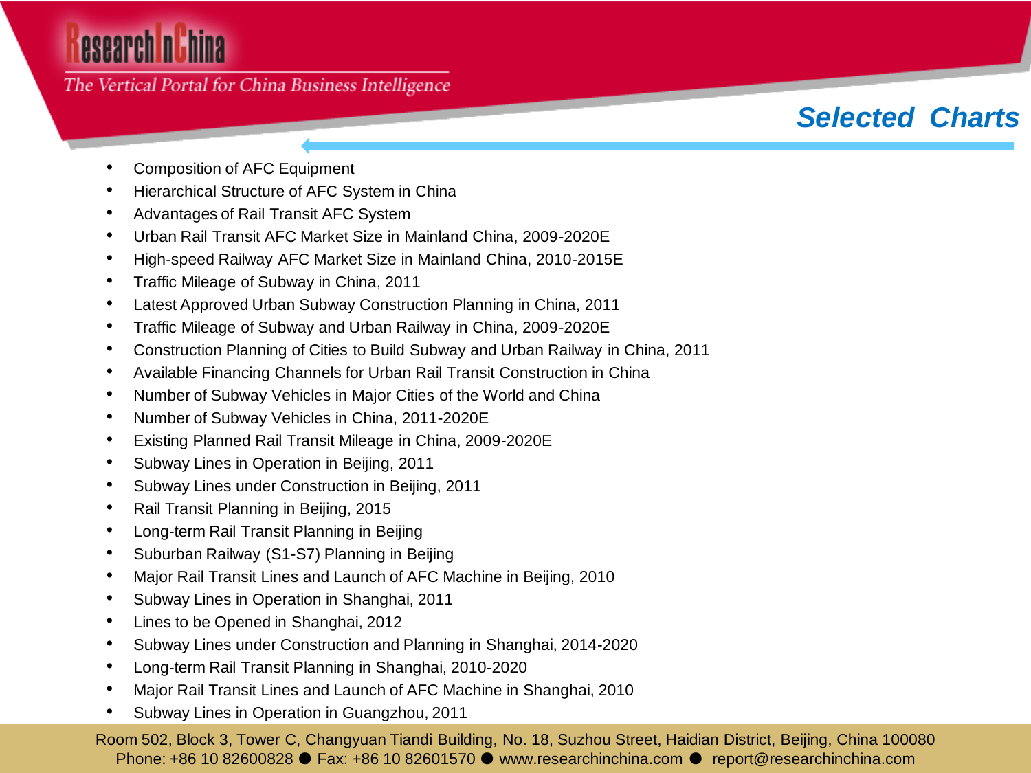## Selected Charts

- Composition of AFC Equipment
- Hierarchical Structure of AFC System in China
- Advantages of Rail Transit AFC System
- Urban Rail Transit AFC Market Size in Mainland China, 2009-2020E
- High-speed Railway AFC Market Size in Mainland China, 2010-2015E
- Traffic Mileage of Subway in China, 2011
- Latest Approved Urban Subway Construction Planning in China, 2011
- Traffic Mileage of Subway and Urban Railway in China, 2009-2020E
- Construction Planning of Cities to Build Subway and Urban Railway in China, 2011
- Available Financing Channels for Urban Rail Transit Construction in China
- Number of Subway Vehicles in Major Cities of the World and China
- Number of Subway Vehicles in China, 2011-2020E
- Existing Planned Rail Transit Mileage in China, 2009-2020E
- Subway Lines in Operation in Beijing, 2011
- Subway Lines under Construction in Beijing, 2011
- Rail Transit Planning in Beijing, 2015
- Long-term Rail Transit Planning in Beijing
- Suburban Railway (S1-S7) Planning in Beijing
- Major Rail Transit Lines and Launch of AFC Machine in Beijing, 2010
- Subway Lines in Operation in Shanghai, 2011
- Lines to be Opened in Shanghai, 2012
- Subway Lines under Construction and Planning in Shanghai, 2014-2020
- Long-term Rail Transit Planning in Shanghai, 2010-2020
- Major Rail Transit Lines and Launch of AFC Machine in Shanghai, 2010
- Subway Lines in Operation in Guangzhou, 2011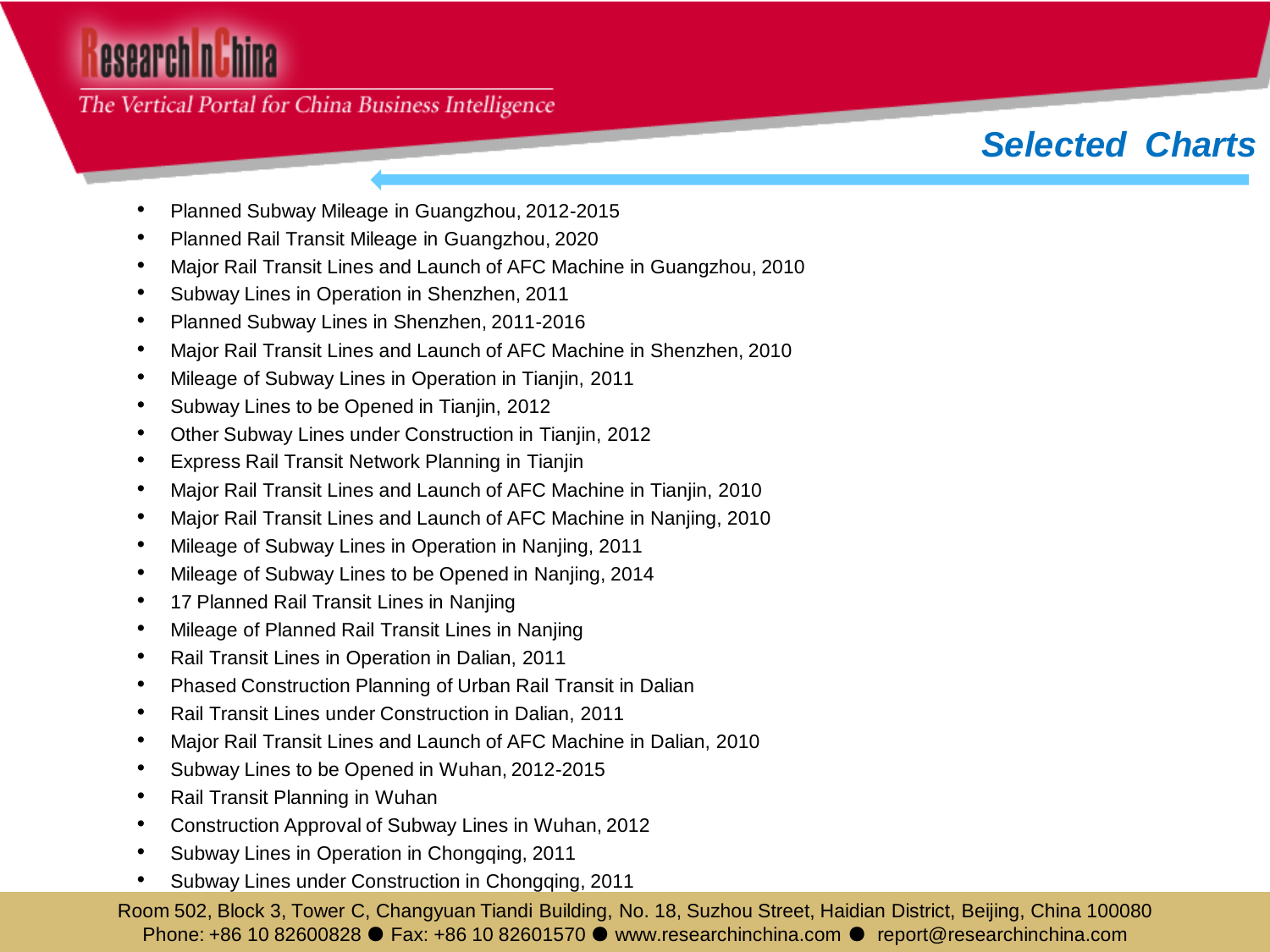## Selected Charts

- Planned Subway Mileage in Guangzhou, 2012-2015
- Planned Rail Transit Mileage in Guangzhou, 2020
- Major Rail Transit Lines and Launch of AFC Machine in Guangzhou, 2010
- Subway Lines in Operation in Shenzhen, 2011
- Planned Subway Lines in Shenzhen, 2011-2016
- Major Rail Transit Lines and Launch of AFC Machine in Shenzhen, 2010
- Mileage of Subway Lines in Operation in Tianjin, 2011
- Subway Lines to be Opened in Tianjin, 2012
- Other Subway Lines under Construction in Tianjin, 2012
- Express Rail Transit Network Planning in Tianjin
- Major Rail Transit Lines and Launch of AFC Machine in Tianjin, 2010
- Major Rail Transit Lines and Launch of AFC Machine in Nanjing, 2010
- Mileage of Subway Lines in Operation in Nanjing, 2011
- Mileage of Subway Lines to be Opened in Nanjing, 2014
- 17 Planned Rail Transit Lines in Nanjing
- Mileage of Planned Rail Transit Lines in Nanjing
- Rail Transit Lines in Operation in Dalian, 2011
- Phased Construction Planning of Urban Rail Transit in Dalian
- Rail Transit Lines under Construction in Dalian, 2011
- Major Rail Transit Lines and Launch of AFC Machine in Dalian, 2010
- Subway Lines to be Opened in Wuhan, 2012-2015
- Rail Transit Planning in Wuhan
- Construction Approval of Subway Lines in Wuhan, 2012
- Subway Lines in Operation in Chongqing, 2011
- Subway Lines under Construction in Chongqing, 2011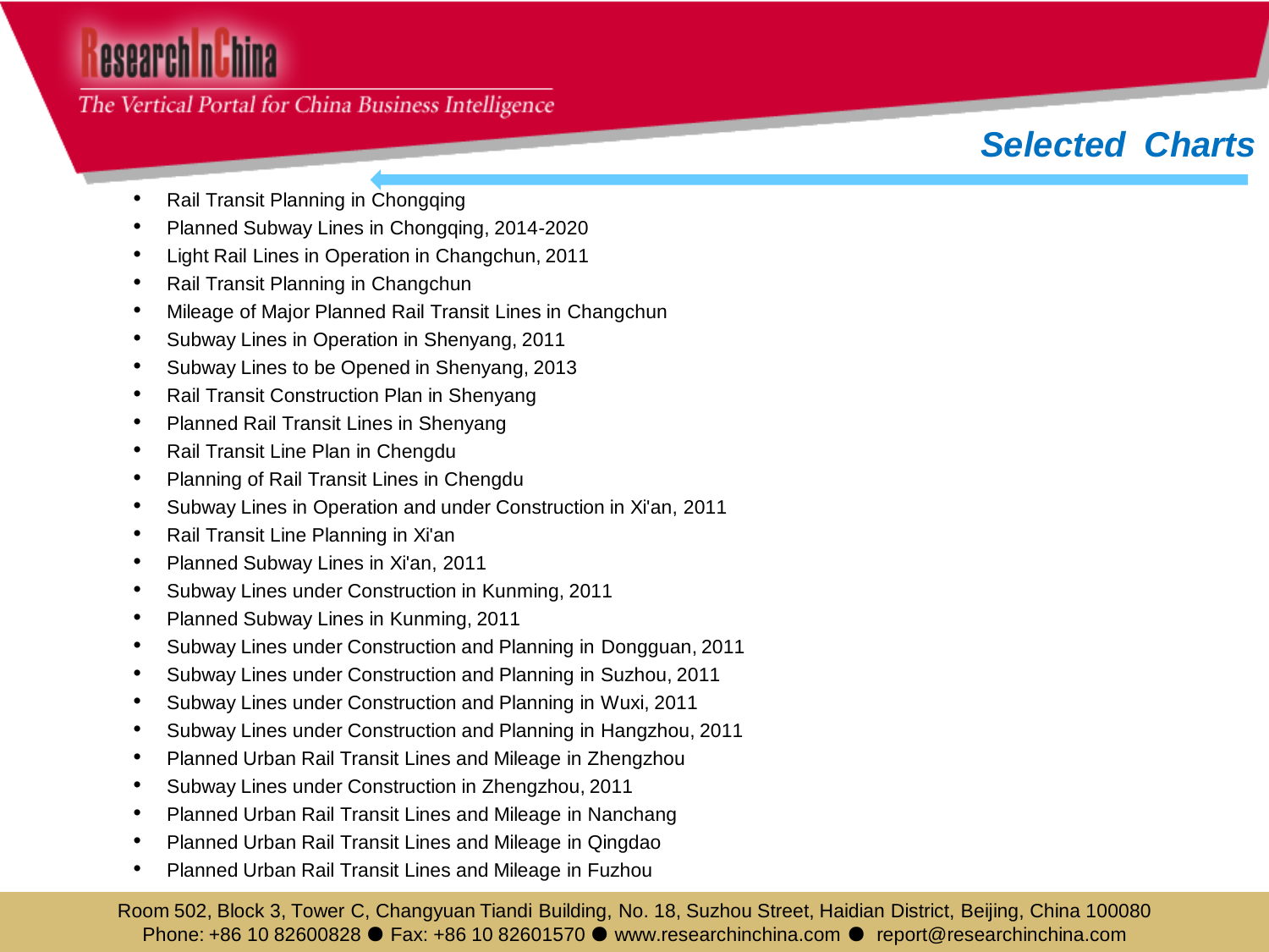## Selected Charts

- Rail Transit Planning in Chongqing
- Planned Subway Lines in Chongqing, 2014-2020
- Light Rail Lines in Operation in Changchun, 2011
- Rail Transit Planning in Changchun
- Mileage of Major Planned Rail Transit Lines in Changchun
- Subway Lines in Operation in Shenyang, 2011
- Subway Lines to be Opened in Shenyang, 2013
- Rail Transit Construction Plan in Shenyang
- Planned Rail Transit Lines in Shenyang
- Rail Transit Line Plan in Chengdu
- Planning of Rail Transit Lines in Chengdu
- Subway Lines in Operation and under Construction in Xi'an, 2011
- Rail Transit Line Planning in Xi'an
- Planned Subway Lines in Xi'an, 2011
- Subway Lines under Construction in Kunming, 2011
- Planned Subway Lines in Kunming, 2011
- Subway Lines under Construction and Planning in Dongguan, 2011
- Subway Lines under Construction and Planning in Suzhou, 2011
- Subway Lines under Construction and Planning in Wuxi, 2011
- Subway Lines under Construction and Planning in Hangzhou, 2011
- Planned Urban Rail Transit Lines and Mileage in Zhengzhou
- Subway Lines under Construction in Zhengzhou, 2011
- Planned Urban Rail Transit Lines and Mileage in Nanchang
- Planned Urban Rail Transit Lines and Mileage in Qingdao
- Planned Urban Rail Transit Lines and Mileage in Fuzhou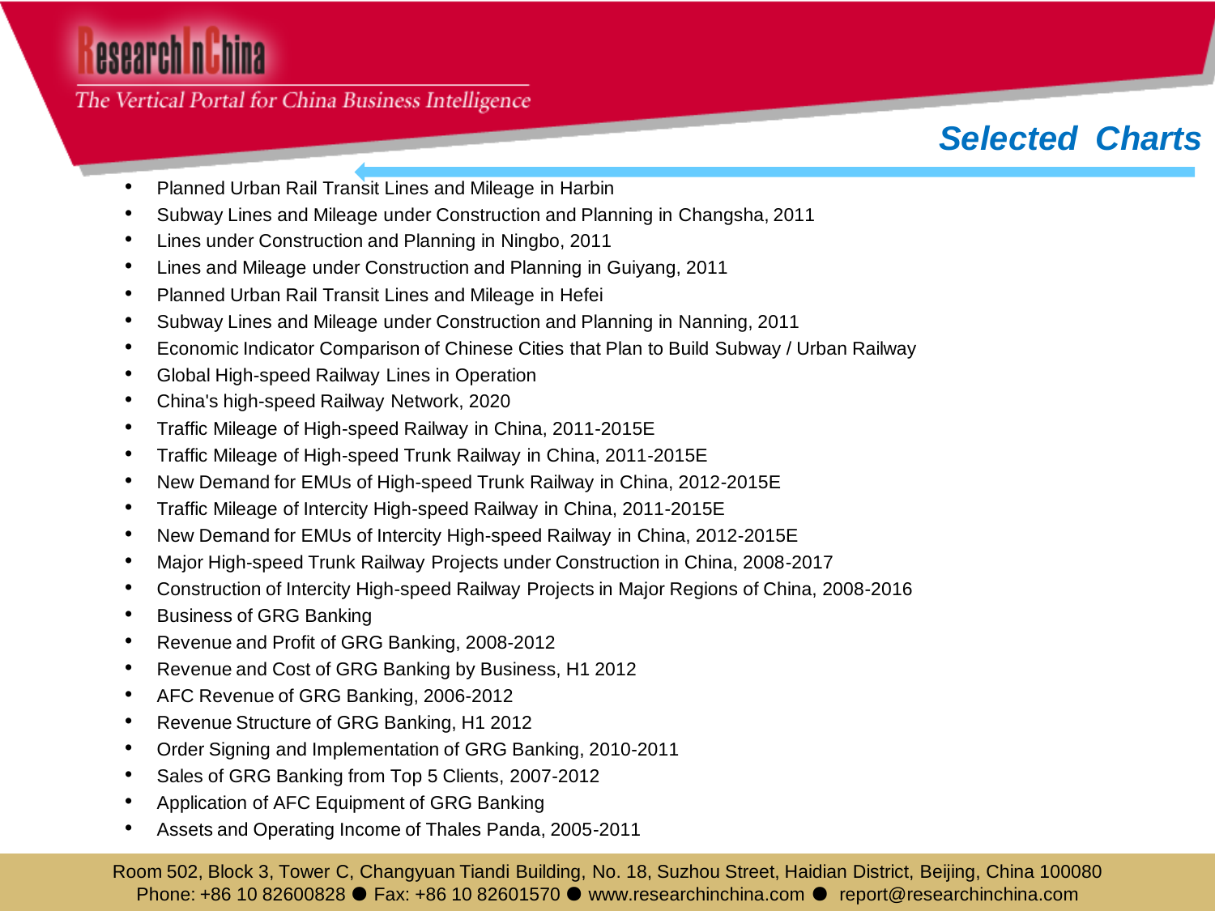## Selected Charts

- Planned Urban Rail Transit Lines and Mileage in Harbin
- Subway Lines and Mileage under Construction and Planning in Changsha, 2011
- Lines under Construction and Planning in Ningbo, 2011
- Lines and Mileage under Construction and Planning in Guiyang, 2011
- Planned Urban Rail Transit Lines and Mileage in Hefei
- Subway Lines and Mileage under Construction and Planning in Nanning, 2011
- Economic Indicator Comparison of Chinese Cities that Plan to Build Subway / Urban Railway
- Global High-speed Railway Lines in Operation
- China's high-speed Railway Network, 2020
- Traffic Mileage of High-speed Railway in China, 2011-2015E
- Traffic Mileage of High-speed Trunk Railway in China, 2011-2015E
- New Demand for EMUs of High-speed Trunk Railway in China, 2012-2015E
- Traffic Mileage of Intercity High-speed Railway in China, 2011-2015E
- New Demand for EMUs of Intercity High-speed Railway in China, 2012-2015E
- Major High-speed Trunk Railway Projects under Construction in China, 2008-2017
- Construction of Intercity High-speed Railway Projects in Major Regions of China, 2008-2016
- Business of GRG Banking
- Revenue and Profit of GRG Banking, 2008-2012
- Revenue and Cost of GRG Banking by Business, H1 2012
- AFC Revenue of GRG Banking, 2006-2012
- Revenue Structure of GRG Banking, H1 2012
- Order Signing and Implementation of GRG Banking, 2010-2011
- Sales of GRG Banking from Top 5 Clients, 2007-2012
- Application of AFC Equipment of GRG Banking
- Assets and Operating Income of Thales Panda, 2005-2011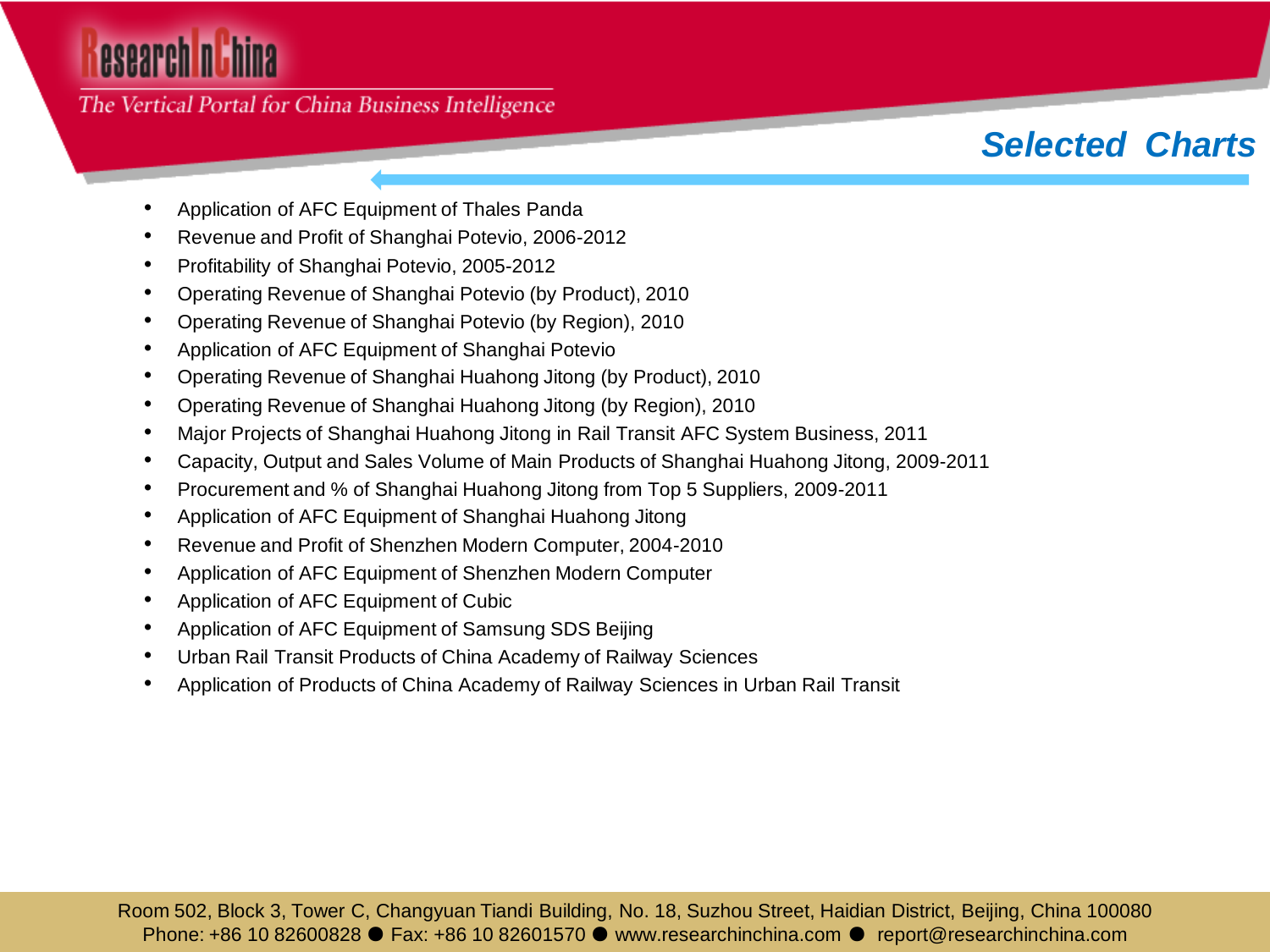## Selected Charts

- Application of AFC Equipment of Thales Panda
- Revenue and Profit of Shanghai Potevio, 2006-2012
- Profitability of Shanghai Potevio, 2005-2012
- Operating Revenue of Shanghai Potevio (by Product), 2010
- Operating Revenue of Shanghai Potevio (by Region), 2010
- Application of AFC Equipment of Shanghai Potevio
- Operating Revenue of Shanghai Huahong Jitong (by Product), 2010
- Operating Revenue of Shanghai Huahong Jitong (by Region), 2010
- Major Projects of Shanghai Huahong Jitong in Rail Transit AFC System Business, 2011
- Capacity, Output and Sales Volume of Main Products of Shanghai Huahong Jitong, 2009-2011
- Procurement and % of Shanghai Huahong Jitong from Top 5 Suppliers, 2009-2011
- Application of AFC Equipment of Shanghai Huahong Jitong
- Revenue and Profit of Shenzhen Modern Computer, 2004-2010
- Application of AFC Equipment of Shenzhen Modern Computer
- Application of AFC Equipment of Cubic
- Application of AFC Equipment of Samsung SDS Beijing
- Urban Rail Transit Products of China Academy of Railway Sciences
- Application of Products of China Academy of Railway Sciences in Urban Rail Transit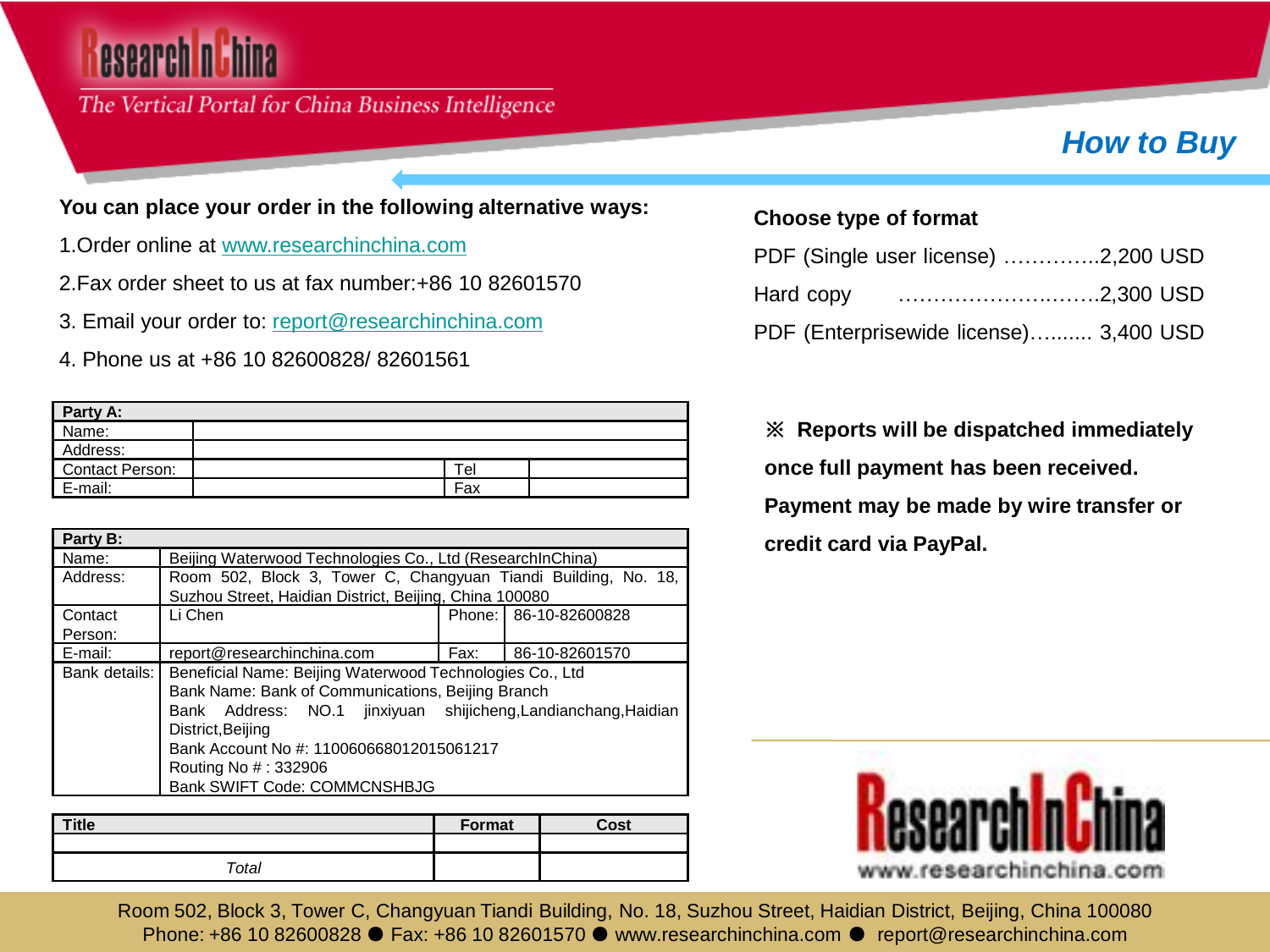# How to Buy

**You can place your order in the following alternative ways:**

1.Order online at www.researchinchina.com

2.Fax order sheet to us at fax number:+86 10 82601570

3. Email your order to: report@researchinchina.com

4. Phone us at +86 10 82600828/ 82601561

| **Party A:** | | | |
|---|---|---|---|
| Name: | | | |
| Address: | | | |
| Contact Person: | | Tel | |
| E-mail: | | Fax | |

| **Party B:** | | | |
|---|---|---|---|
| Name: | Beijing Waterwood Technologies Co., Ltd (ResearchInChina) | | |
| Address: | Room 502, Block 3, Tower C, Changyuan Tiandi Building, No. 18, Suzhou Street, Haidian District, Beijing, China 100080 | | |
| Contact Person: | Li Chen | Phone: | 86-10-82600828 |
| E-mail: | report@researchinchina.com | Fax: | 86-10-82601570 |
| Bank details: | Beneficial Name: Beijing Waterwood Technologies Co., Ltd<br>Bank Name: Bank of Communications, Beijing Branch<br>Bank Address: NO.1 jinxiyuan shijicheng,Landianchang,Haidian District,Beijing<br>Bank Account No #: 110060668012015061217<br>Routing No # : 332906<br>Bank SWIFT Code: COMMCNSHBJG | | |

| **Title** | **Format** | **Cost** |
|---|---|---|
| | | |
| *Total* | | |

**Choose type of format**

PDF (Single user license) …………..2,200 USD

Hard copy ………………….…….2,300 USD

PDF (Enterprisewide license)…....... 3,400 USD

**※ Reports will be dispatched immediately once full payment has been received. Payment may be made by wire transfer or credit card via PayPal.**

Room 502, Block 3, Tower C, Changyuan Tiandi Building, No. 18, Suzhou Street, Haidian District, Beijing, China 100080
Phone: +86 10 82600828 ● Fax: +86 10 82601570 ● www.researchinchina.com ● report@researchinchina.com